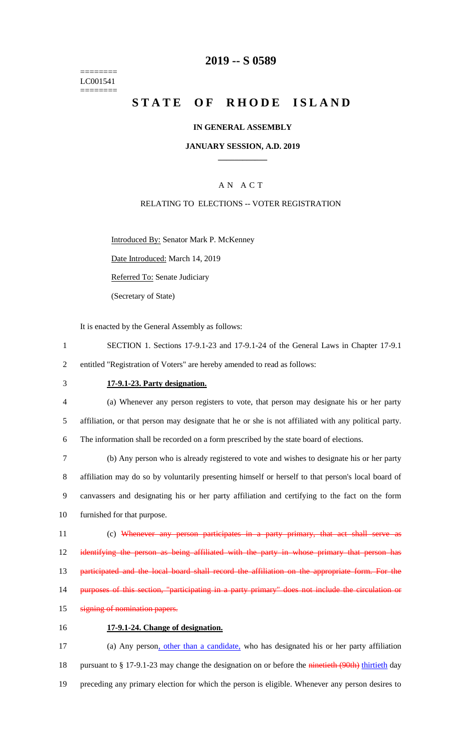========
LC001541
========

# 2019 -- S 0589

# STATE OF RHODE ISLAND

### IN GENERAL ASSEMBLY

### JANUARY SESSION, A.D. 2019

## A N A C T

### RELATING TO ELECTIONS -- VOTER REGISTRATION

Introduced By: Senator Mark P. McKenney

Date Introduced: March 14, 2019

Referred To: Senate Judiciary

(Secretary of State)

It is enacted by the General Assembly as follows:

1 SECTION 1. Sections 17-9.1-23 and 17-9.1-24 of the General Laws in Chapter 17-9.1
2 entitled "Registration of Voters" are hereby amended to read as follows:

3 **17-9.1-23. Party designation.**

4 (a) Whenever any person registers to vote, that person may designate his or her party
5 affiliation, or that person may designate that he or she is not affiliated with any political party.
6 The information shall be recorded on a form prescribed by the state board of elections.

7 (b) Any person who is already registered to vote and wishes to designate his or her party
8 affiliation may do so by voluntarily presenting himself or herself to that person's local board of
9 canvassers and designating his or her party affiliation and certifying to the fact on the form
10 furnished for that purpose.

11 (c) ~~Whenever any person participates in a party primary, that act shall serve as~~
12 ~~identifying the person as being affiliated with the party in whose primary that person has~~
13 ~~participated and the local board shall record the affiliation on the appropriate form. For the~~
14 ~~purposes of this section, "participating in a party primary" does not include the circulation or~~
15 ~~signing of nomination papers.~~

16 **17-9.1-24. Change of designation.**

17 (a) Any person, other than a candidate, who has designated his or her party affiliation
18 pursuant to § 17-9.1-23 may change the designation on or before the ~~ninetieth (90th)~~ thirtieth day
19 preceding any primary election for which the person is eligible. Whenever any person desires to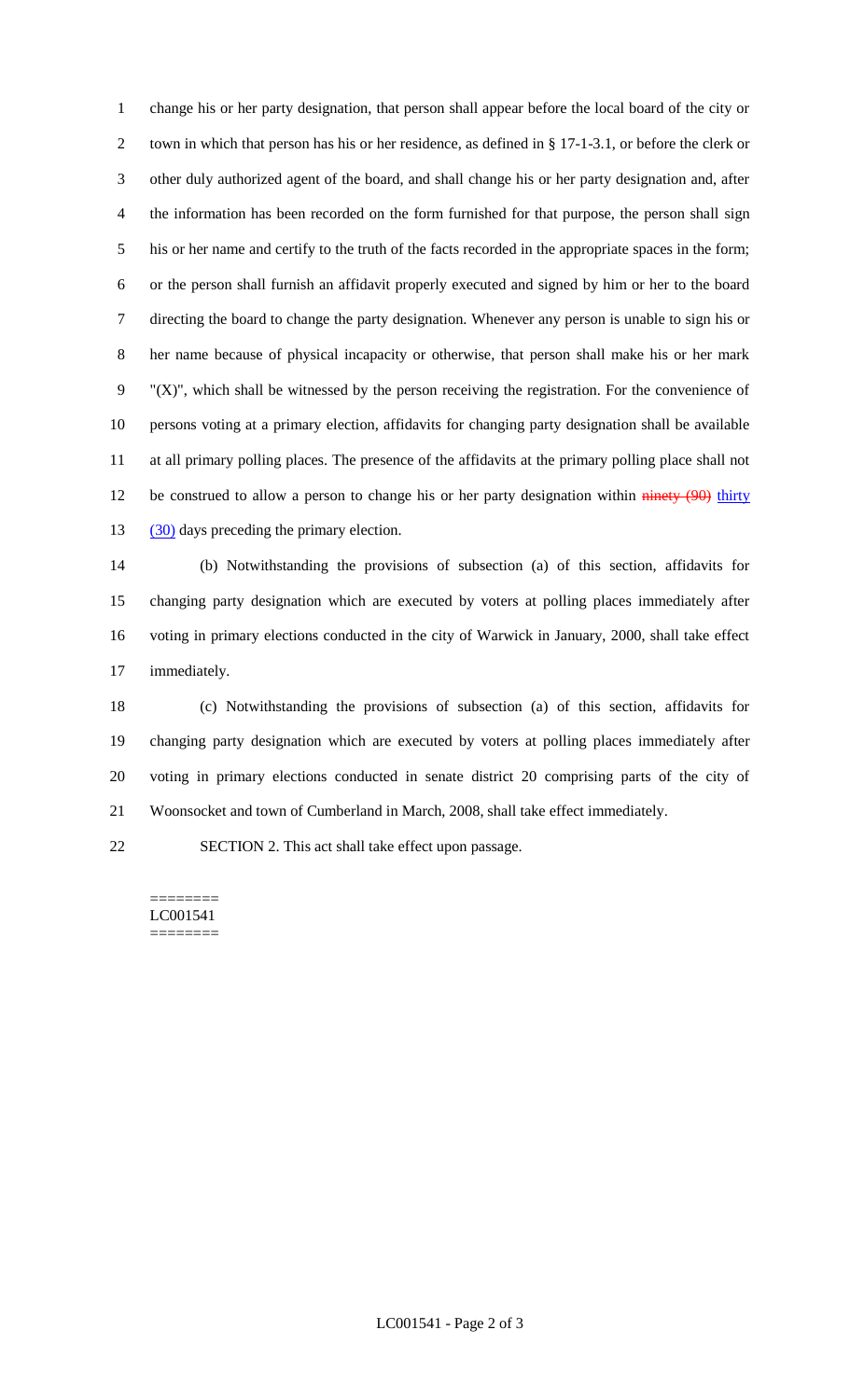change his or her party designation, that person shall appear before the local board of the city or town in which that person has his or her residence, as defined in § 17-1-3.1, or before the clerk or other duly authorized agent of the board, and shall change his or her party designation and, after the information has been recorded on the form furnished for that purpose, the person shall sign his or her name and certify to the truth of the facts recorded in the appropriate spaces in the form; or the person shall furnish an affidavit properly executed and signed by him or her to the board directing the board to change the party designation. Whenever any person is unable to sign his or her name because of physical incapacity or otherwise, that person shall make his or her mark "(X)", which shall be witnessed by the person receiving the registration. For the convenience of persons voting at a primary election, affidavits for changing party designation shall be available at all primary polling places. The presence of the affidavits at the primary polling place shall not be construed to allow a person to change his or her party designation within ~~ninety (90)~~ thirty (30) days preceding the primary election.

(b) Notwithstanding the provisions of subsection (a) of this section, affidavits for changing party designation which are executed by voters at polling places immediately after voting in primary elections conducted in the city of Warwick in January, 2000, shall take effect immediately.

(c) Notwithstanding the provisions of subsection (a) of this section, affidavits for changing party designation which are executed by voters at polling places immediately after voting in primary elections conducted in senate district 20 comprising parts of the city of Woonsocket and town of Cumberland in March, 2008, shall take effect immediately.

SECTION 2. This act shall take effect upon passage.

========
LC001541
========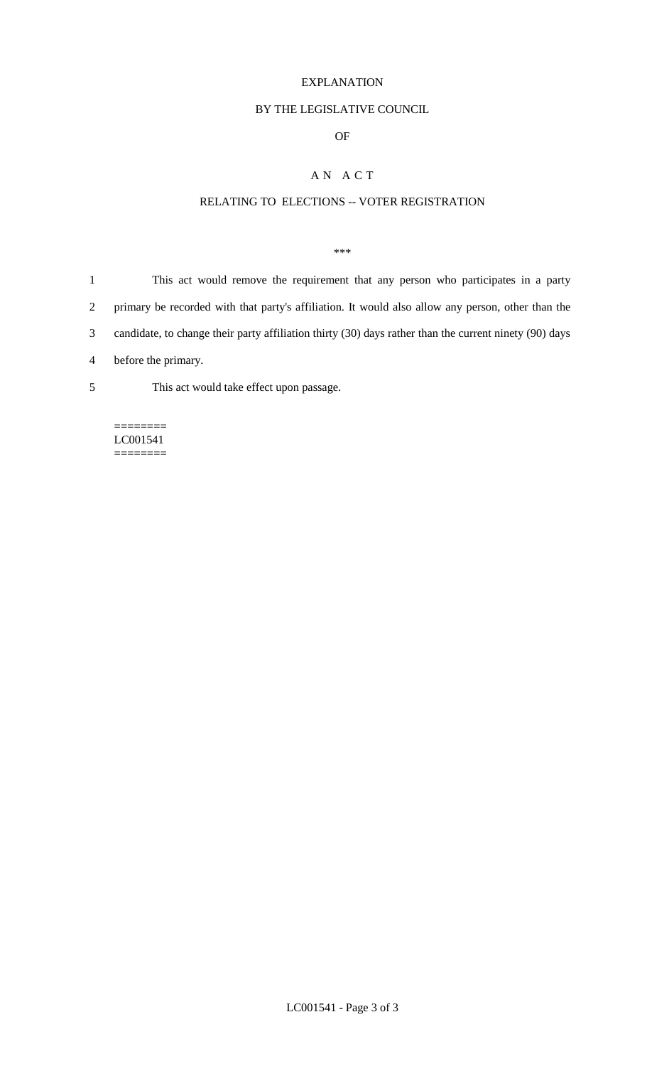EXPLANATION

BY THE LEGISLATIVE COUNCIL

OF

# A N A C T

## RELATING TO ELECTIONS -- VOTER REGISTRATION

\*\*\*

This act would remove the requirement that any person who participates in a party primary be recorded with that party's affiliation. It would also allow any person, other than the candidate, to change their party affiliation thirty (30) days rather than the current ninety (90) days before the primary.

This act would take effect upon passage.

========
LC001541
========